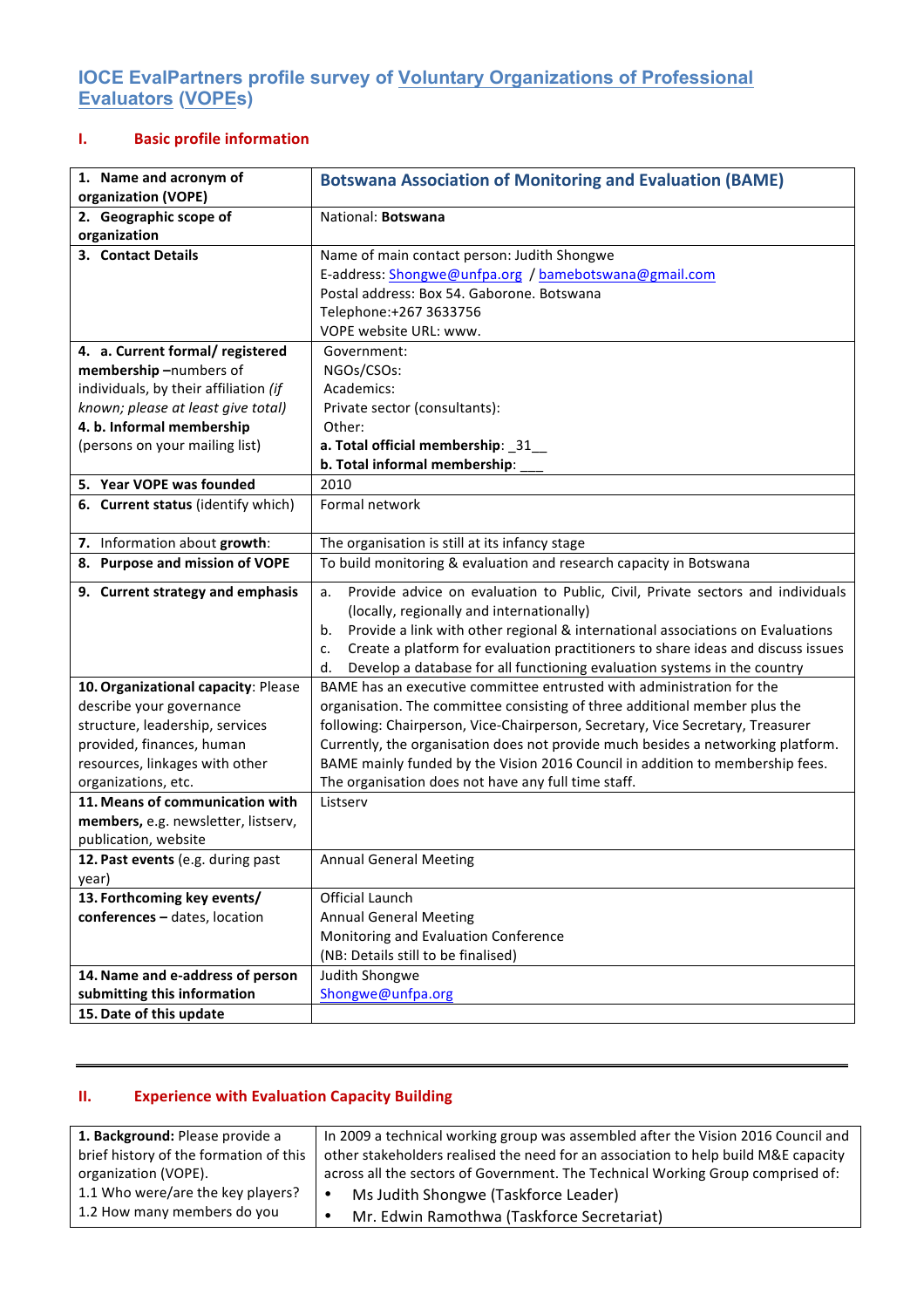# IOCE EvalPartners profile survey of Voluntary Organizations of Professional Evaluators (VOPEs)

## I. Basic profile information

| | |
|---|---|
| **1. Name and acronym of organization (VOPE)** | **Botswana Association of Monitoring and Evaluation (BAME)** |
| **2. Geographic scope of organization** | National: **Botswana** |
| **3. Contact Details** | Name of main contact person: Judith Shongwe<br>E-address: Shongwe@unfpa.org / bamebotswana@gmail.com<br>Postal address: Box 54. Gaborone. Botswana<br>Telephone:+267 3633756<br>VOPE website URL: www. |
| **4. a. Current formal/ registered membership** –numbers of individuals, by their affiliation *(if known; please at least give total)*<br>**4. b. Informal membership** (persons on your mailing list) | Government:<br>NGOs/CSOs:<br>Academics:<br>Private sector (consultants):<br>Other:<br>**a. Total official membership**: _31__<br>**b. Total informal membership**: ___ |
| **5. Year VOPE was founded** | 2010 |
| **6. Current status** (identify which) | Formal network |
| **7. Information about growth**: | The organisation is still at its infancy stage |
| **8. Purpose and mission of VOPE** | To build monitoring & evaluation and research capacity in Botswana |
| **9. Current strategy and emphasis** | a. Provide advice on evaluation to Public, Civil, Private sectors and individuals (locally, regionally and internationally)<br>b. Provide a link with other regional & international associations on Evaluations<br>c. Create a platform for evaluation practitioners to share ideas and discuss issues<br>d. Develop a database for all functioning evaluation systems in the country |
| **10. Organizational capacity**: Please describe your governance structure, leadership, services provided, finances, human resources, linkages with other organizations, etc. | BAME has an executive committee entrusted with administration for the organisation. The committee consisting of three additional member plus the following: Chairperson, Vice-Chairperson, Secretary, Vice Secretary, Treasurer<br>Currently, the organisation does not provide much besides a networking platform.<br>BAME mainly funded by the Vision 2016 Council in addition to membership fees.<br>The organisation does not have any full time staff. |
| **11. Means of communication with members,** e.g. newsletter, listserv, publication, website | Listserv |
| **12. Past events** (e.g. during past year) | Annual General Meeting |
| **13. Forthcoming key events/ conferences –** dates, location | Official Launch<br>Annual General Meeting<br>Monitoring and Evaluation Conference<br>(NB: Details still to be finalised) |
| **14. Name and e-address of person submitting this information** | Judith Shongwe<br>Shongwe@unfpa.org |
| **15. Date of this update** | |

---

## II. Experience with Evaluation Capacity Building

| | |
|---|---|
| **1. Background:** Please provide a brief history of the formation of this organization (VOPE).<br>1.1 Who were/are the key players?<br>1.2 How many members do you | In 2009 a technical working group was assembled after the Vision 2016 Council and other stakeholders realised the need for an association to help build M&E capacity across all the sectors of Government. The Technical Working Group comprised of:<br>• Ms Judith Shongwe (Taskforce Leader)<br>• Mr. Edwin Ramothwa (Taskforce Secretariat) |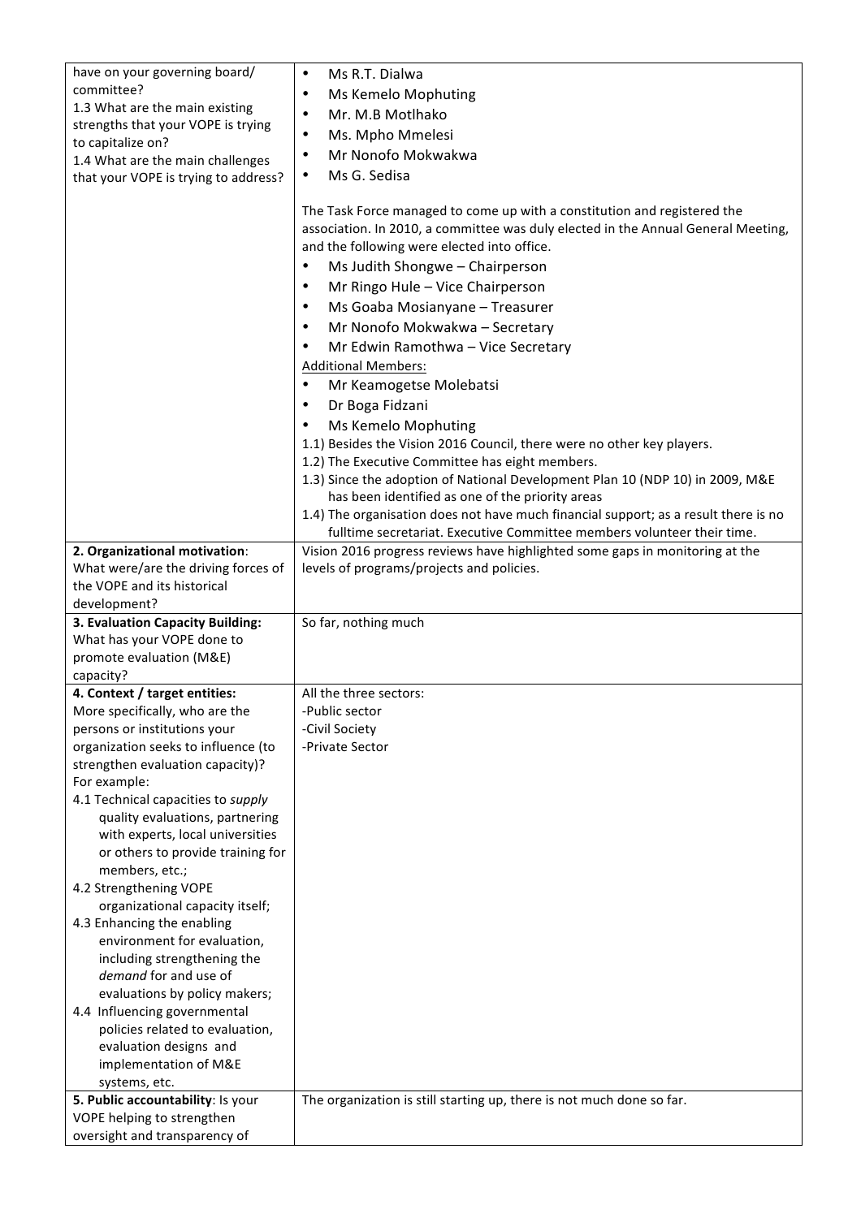| | |
|---|---|
| have on your governing board/ committee?<br>1.3 What are the main existing strengths that your VOPE is trying to capitalize on?<br>1.4 What are the main challenges that your VOPE is trying to address? | • Ms R.T. Dialwa<br>• Ms Kemelo Mophuting<br>• Mr. M.B Motlhako<br>• Ms. Mpho Mmelesi<br>• Mr Nonofo Mokwakwa<br>• Ms G. Sedisa<br><br>The Task Force managed to come up with a constitution and registered the association. In 2010, a committee was duly elected in the Annual General Meeting, and the following were elected into office.<br>• Ms Judith Shongwe – Chairperson<br>• Mr Ringo Hule – Vice Chairperson<br>• Ms Goaba Mosianyane – Treasurer<br>• Mr Nonofo Mokwakwa – Secretary<br>• Mr Edwin Ramothwa – Vice Secretary<br>Additional Members:<br>• Mr Keamogetse Molebatsi<br>• Dr Boga Fidzani<br>• Ms Kemelo Mophuting<br>1.1) Besides the Vision 2016 Council, there were no other key players.<br>1.2) The Executive Committee has eight members.<br>1.3) Since the adoption of National Development Plan 10 (NDP 10) in 2009, M&E has been identified as one of the priority areas<br>1.4) The organisation does not have much financial support; as a result there is no fulltime secretariat. Executive Committee members volunteer their time. |
| **2. Organizational motivation**: What were/are the driving forces of the VOPE and its historical development? | Vision 2016 progress reviews have highlighted some gaps in monitoring at the levels of programs/projects and policies. |
| **3. Evaluation Capacity Building:** What has your VOPE done to promote evaluation (M&E) capacity? | So far, nothing much |
| **4. Context / target entities:** More specifically, who are the persons or institutions your organization seeks to influence (to strengthen evaluation capacity)? For example:<br>4.1 Technical capacities to *supply* quality evaluations, partnering with experts, local universities or others to provide training for members, etc.;<br>4.2 Strengthening VOPE organizational capacity itself;<br>4.3 Enhancing the enabling environment for evaluation, including strengthening the *demand* for and use of evaluations by policy makers;<br>4.4 Influencing governmental policies related to evaluation, evaluation designs and implementation of M&E systems, etc. | All the three sectors:<br>-Public sector<br>-Civil Society<br>-Private Sector |
| **5. Public accountability**: Is your VOPE helping to strengthen oversight and transparency of | The organization is still starting up, there is not much done so far. |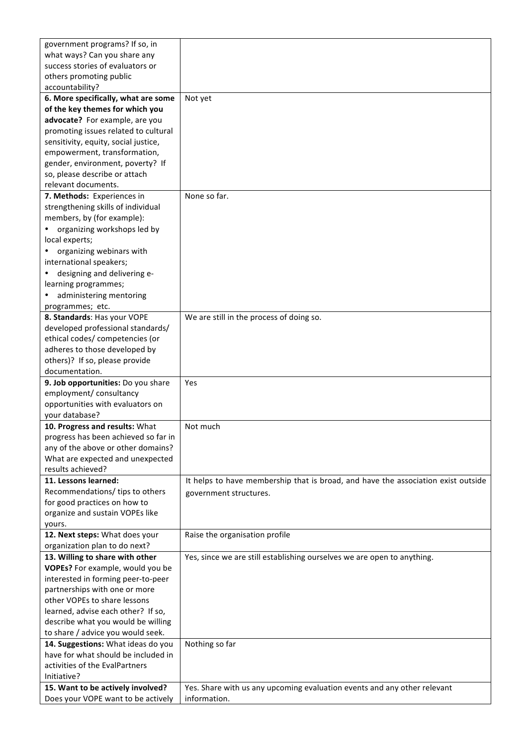| | |
|---|---|
| government programs? If so, in what ways? Can you share any success stories of evaluators or others promoting public accountability? | |
| **6. More specifically, what are some of the key themes for which you advocate?** For example, are you promoting issues related to cultural sensitivity, equity, social justice, empowerment, transformation, gender, environment, poverty? If so, please describe or attach relevant documents. | Not yet |
| **7. Methods:** Experiences in strengthening skills of individual members, by (for example): • organizing workshops led by local experts; • organizing webinars with international speakers; • designing and delivering e-learning programmes; • administering mentoring programmes; etc. | None so far. |
| **8. Standards**: Has your VOPE developed professional standards/ ethical codes/ competencies (or adheres to those developed by others)? If so, please provide documentation. | We are still in the process of doing so. |
| **9. Job opportunities:** Do you share employment/ consultancy opportunities with evaluators on your database? | Yes |
| **10. Progress and results:** What progress has been achieved so far in any of the above or other domains? What are expected and unexpected results achieved? | Not much |
| **11. Lessons learned:** Recommendations/ tips to others for good practices on how to organize and sustain VOPEs like yours. | It helps to have membership that is broad, and have the association exist outside government structures. |
| **12. Next steps:** What does your organization plan to do next? | Raise the organisation profile |
| **13. Willing to share with other VOPEs?** For example, would you be interested in forming peer-to-peer partnerships with one or more other VOPEs to share lessons learned, advise each other? If so, describe what you would be willing to share / advice you would seek. | Yes, since we are still establishing ourselves we are open to anything. |
| **14. Suggestions:** What ideas do you have for what should be included in activities of the EvalPartners Initiative? | Nothing so far |
| **15. Want to be actively involved?** Does your VOPE want to be actively | Yes. Share with us any upcoming evaluation events and any other relevant information. |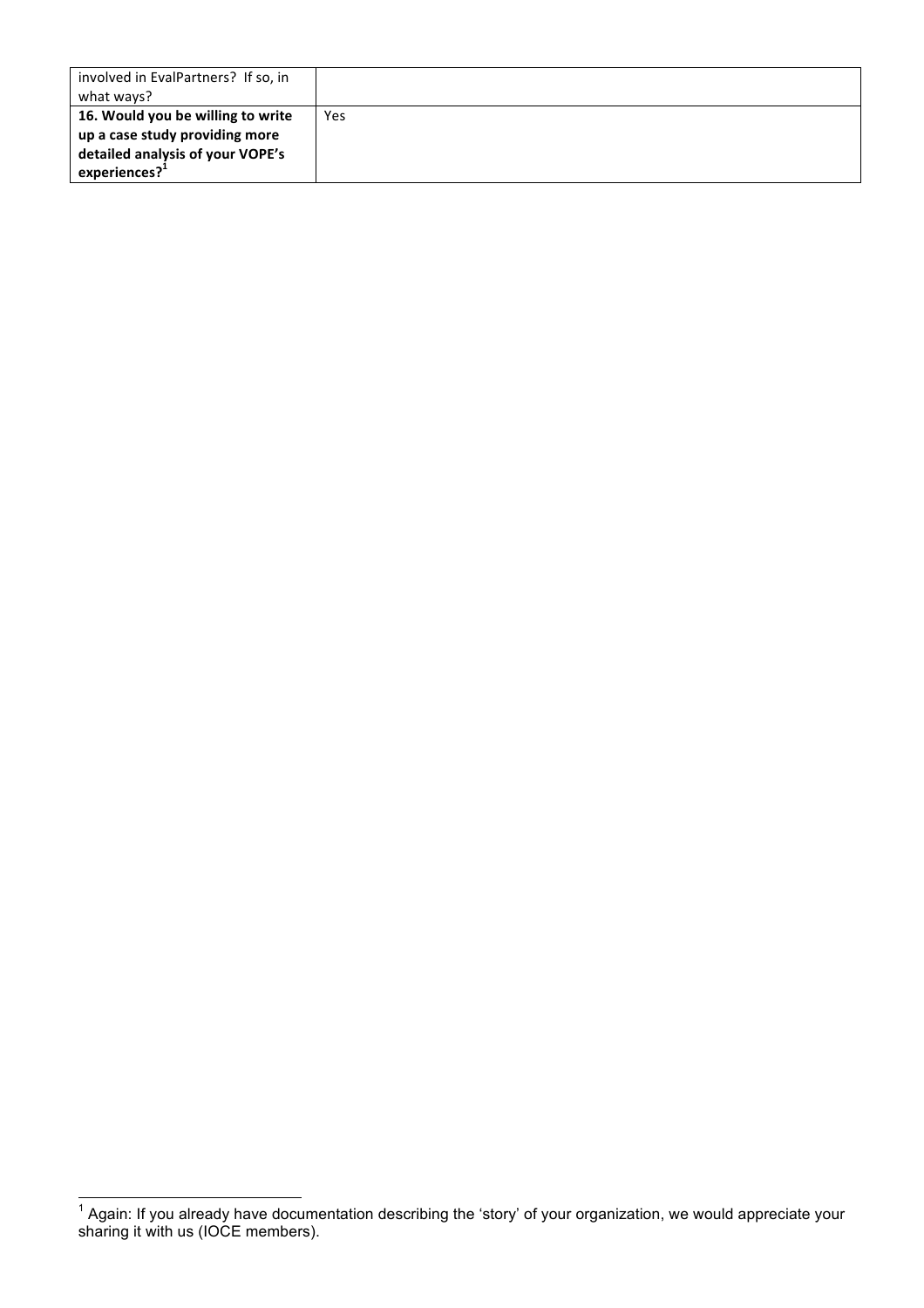| | |
|---|---|
| involved in EvalPartners? If so, in what ways? | |
| **16. Would you be willing to write up a case study providing more detailed analysis of your VOPE's experiences?**[1] | Yes |

[1] Again: If you already have documentation describing the 'story' of your organization, we would appreciate your sharing it with us (IOCE members).